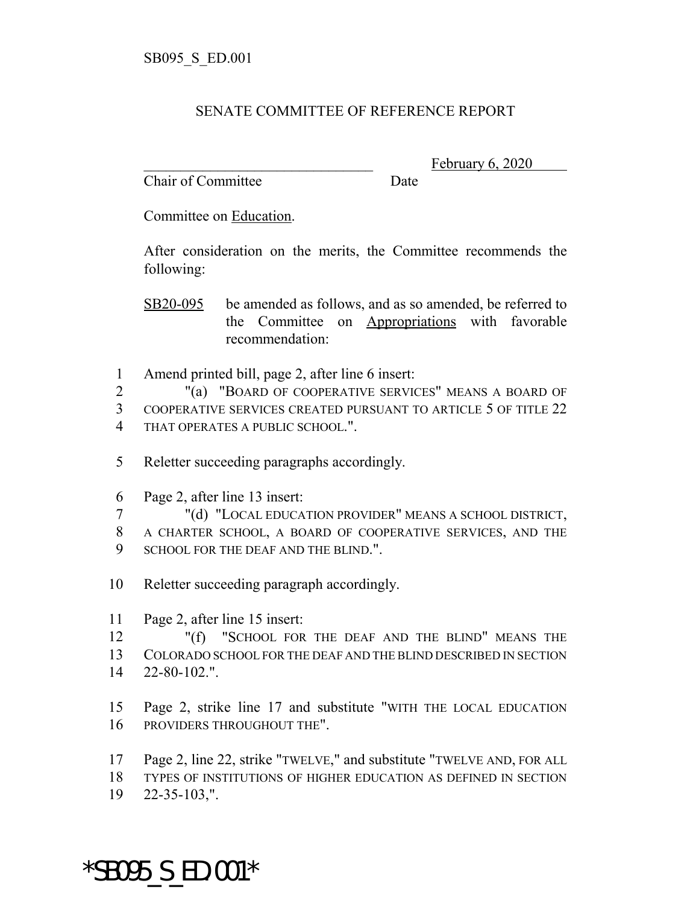SB095_S_ED.001

SENATE COMMITTEE OF REFERENCE REPORT

________________________________ February 6, 2020
Chair of Committee Date

Committee on Education.

After consideration on the merits, the Committee recommends the following:

SB20-095 be amended as follows, and as so amended, be referred to the Committee on Appropriations with favorable recommendation:

1 Amend printed bill, page 2, after line 6 insert:
2 "(a) "BOARD OF COOPERATIVE SERVICES" MEANS A BOARD OF
3 COOPERATIVE SERVICES CREATED PURSUANT TO ARTICLE 5 OF TITLE 22
4 THAT OPERATES A PUBLIC SCHOOL.".

5 Reletter succeeding paragraphs accordingly.

6 Page 2, after line 13 insert:
7 "(d) "LOCAL EDUCATION PROVIDER" MEANS A SCHOOL DISTRICT,
8 A CHARTER SCHOOL, A BOARD OF COOPERATIVE SERVICES, AND THE
9 SCHOOL FOR THE DEAF AND THE BLIND.".

10 Reletter succeeding paragraph accordingly.

11 Page 2, after line 15 insert:
12 "(f) "SCHOOL FOR THE DEAF AND THE BLIND" MEANS THE
13 COLORADO SCHOOL FOR THE DEAF AND THE BLIND DESCRIBED IN SECTION
14 22-80-102.".

15 Page 2, strike line 17 and substitute "WITH THE LOCAL EDUCATION
16 PROVIDERS THROUGHOUT THE".

17 Page 2, line 22, strike "TWELVE," and substitute "TWELVE AND, FOR ALL
18 TYPES OF INSTITUTIONS OF HIGHER EDUCATION AS DEFINED IN SECTION
19 22-35-103,".

*SB095_S_ED.001*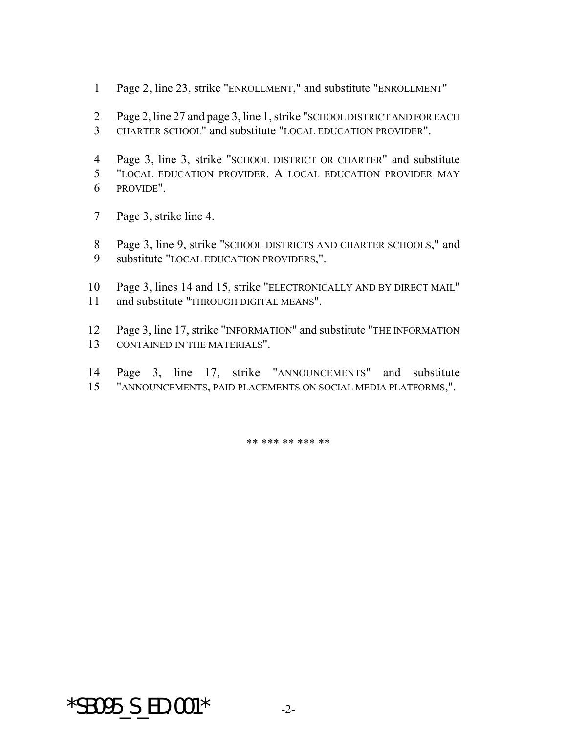1 Page 2, line 23, strike "ENROLLMENT," and substitute "ENROLLMENT"

2 Page 2, line 27 and page 3, line 1, strike "SCHOOL DISTRICT AND FOR EACH
3 CHARTER SCHOOL" and substitute "LOCAL EDUCATION PROVIDER".

4 Page 3, line 3, strike "SCHOOL DISTRICT OR CHARTER" and substitute
5 "LOCAL EDUCATION PROVIDER. A LOCAL EDUCATION PROVIDER MAY
6 PROVIDE".

7 Page 3, strike line 4.

8 Page 3, line 9, strike "SCHOOL DISTRICTS AND CHARTER SCHOOLS," and
9 substitute "LOCAL EDUCATION PROVIDERS,".

10 Page 3, lines 14 and 15, strike "ELECTRONICALLY AND BY DIRECT MAIL"
11 and substitute "THROUGH DIGITAL MEANS".

12 Page 3, line 17, strike "INFORMATION" and substitute "THE INFORMATION
13 CONTAINED IN THE MATERIALS".

14 Page 3, line 17, strike "ANNOUNCEMENTS" and substitute
15 "ANNOUNCEMENTS, PAID PLACEMENTS ON SOCIAL MEDIA PLATFORMS,".

** *** ** *** **

*SB095_S_ED.001*